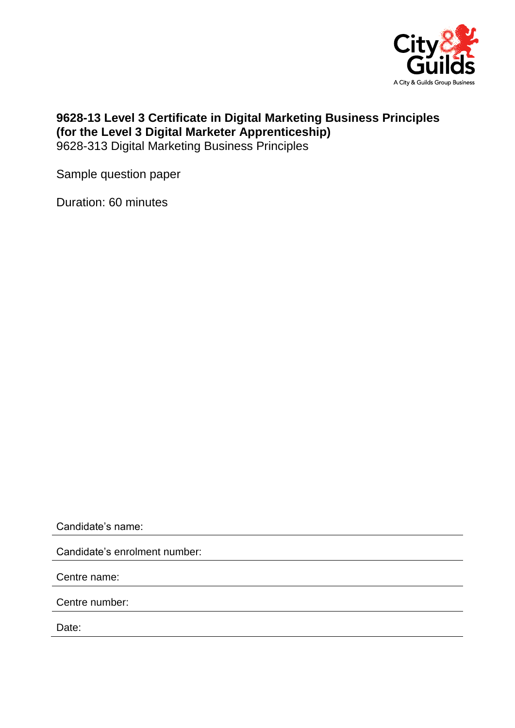City & Guilds

A City & Guilds Group Business

# 9628-13 Level 3 Certificate in Digital Marketing Business Principles (for the Level 3 Digital Marketer Apprenticeship)

9628-313 Digital Marketing Business Principles

Sample question paper

Duration: 60 minutes

Candidate's name:

Candidate's enrolment number:

Centre name:

Centre number:

Date: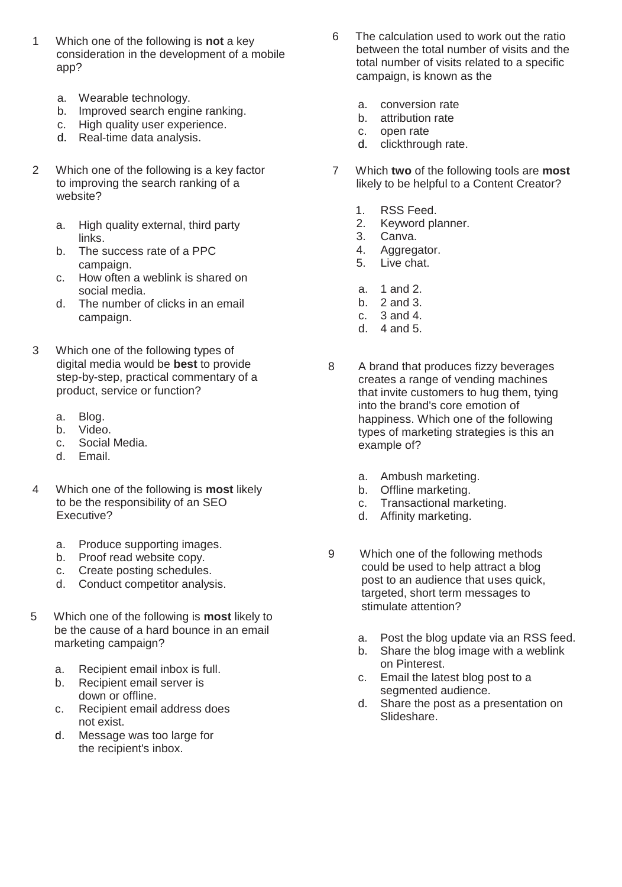1 Which one of the following is **not** a key consideration in the development of a mobile app?

a. Wearable technology.
b. Improved search engine ranking.
c. High quality user experience.
d. Real-time data analysis.

2 Which one of the following is a key factor to improving the search ranking of a website?

a. High quality external, third party links.
b. The success rate of a PPC campaign.
c. How often a weblink is shared on social media.
d. The number of clicks in an email campaign.

3 Which one of the following types of digital media would be **best** to provide step-by-step, practical commentary of a product, service or function?

a. Blog.
b. Video.
c. Social Media.
d. Email.

4 Which one of the following is **most** likely to be the responsibility of an SEO Executive?

a. Produce supporting images.
b. Proof read website copy.
c. Create posting schedules.
d. Conduct competitor analysis.

5 Which one of the following is **most** likely to be the cause of a hard bounce in an email marketing campaign?

a. Recipient email inbox is full.
b. Recipient email server is down or offline.
c. Recipient email address does not exist.
d. Message was too large for the recipient's inbox.

6 The calculation used to work out the ratio between the total number of visits and the total number of visits related to a specific campaign, is known as the

a. conversion rate
b. attribution rate
c. open rate
d. clickthrough rate.

7 Which **two** of the following tools are **most** likely to be helpful to a Content Creator?

1. RSS Feed.
2. Keyword planner.
3. Canva.
4. Aggregator.
5. Live chat.

a. 1 and 2.
b. 2 and 3.
c. 3 and 4.
d. 4 and 5.

8 A brand that produces fizzy beverages creates a range of vending machines that invite customers to hug them, tying into the brand's core emotion of happiness. Which one of the following types of marketing strategies is this an example of?

a. Ambush marketing.
b. Offline marketing.
c. Transactional marketing.
d. Affinity marketing.

9 Which one of the following methods could be used to help attract a blog post to an audience that uses quick, targeted, short term messages to stimulate attention?

a. Post the blog update via an RSS feed.
b. Share the blog image with a weblink on Pinterest.
c. Email the latest blog post to a segmented audience.
d. Share the post as a presentation on Slideshare.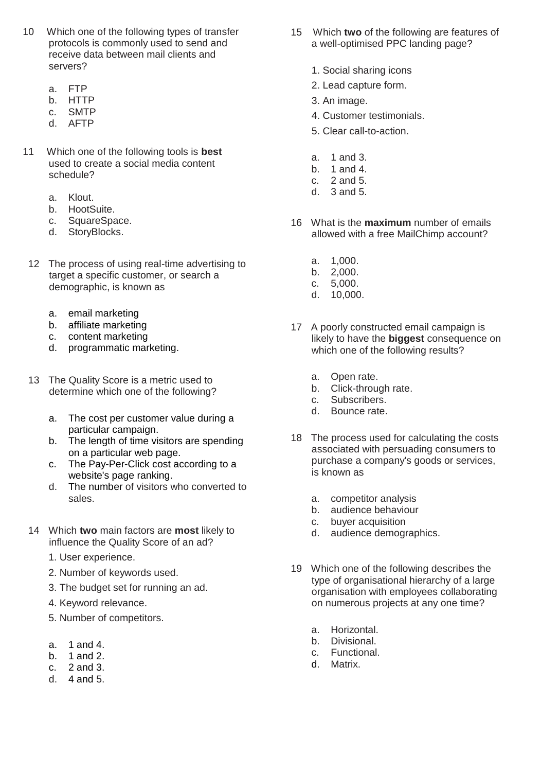10 Which one of the following types of transfer protocols is commonly used to send and receive data between mail clients and servers?

a. FTP
b. HTTP
c. SMTP
d. AFTP

11 Which one of the following tools is **best** used to create a social media content schedule?

a. Klout.
b. HootSuite.
c. SquareSpace.
d. StoryBlocks.

12 The process of using real-time advertising to target a specific customer, or search a demographic, is known as

a. email marketing
b. affiliate marketing
c. content marketing
d. programmatic marketing.

13 The Quality Score is a metric used to determine which one of the following?

a. The cost per customer value during a particular campaign.
b. The length of time visitors are spending on a particular web page.
c. The Pay-Per-Click cost according to a website's page ranking.
d. The number of visitors who converted to sales.

14 Which **two** main factors are **most** likely to influence the Quality Score of an ad?

1. User experience.
2. Number of keywords used.
3. The budget set for running an ad.
4. Keyword relevance.
5. Number of competitors.

a. 1 and 4.
b. 1 and 2.
c. 2 and 3.
d. 4 and 5.

15 Which **two** of the following are features of a well-optimised PPC landing page?

1. Social sharing icons
2. Lead capture form.
3. An image.
4. Customer testimonials.
5. Clear call-to-action.

a. 1 and 3.
b. 1 and 4.
c. 2 and 5.
d. 3 and 5.

16 What is the **maximum** number of emails allowed with a free MailChimp account?

a. 1,000.
b. 2,000.
c. 5,000.
d. 10,000.

17 A poorly constructed email campaign is likely to have the **biggest** consequence on which one of the following results?

a. Open rate.
b. Click-through rate.
c. Subscribers.
d. Bounce rate.

18 The process used for calculating the costs associated with persuading consumers to purchase a company's goods or services, is known as

a. competitor analysis
b. audience behaviour
c. buyer acquisition
d. audience demographics.

19 Which one of the following describes the type of organisational hierarchy of a large organisation with employees collaborating on numerous projects at any one time?

a. Horizontal.
b. Divisional.
c. Functional.
d. Matrix.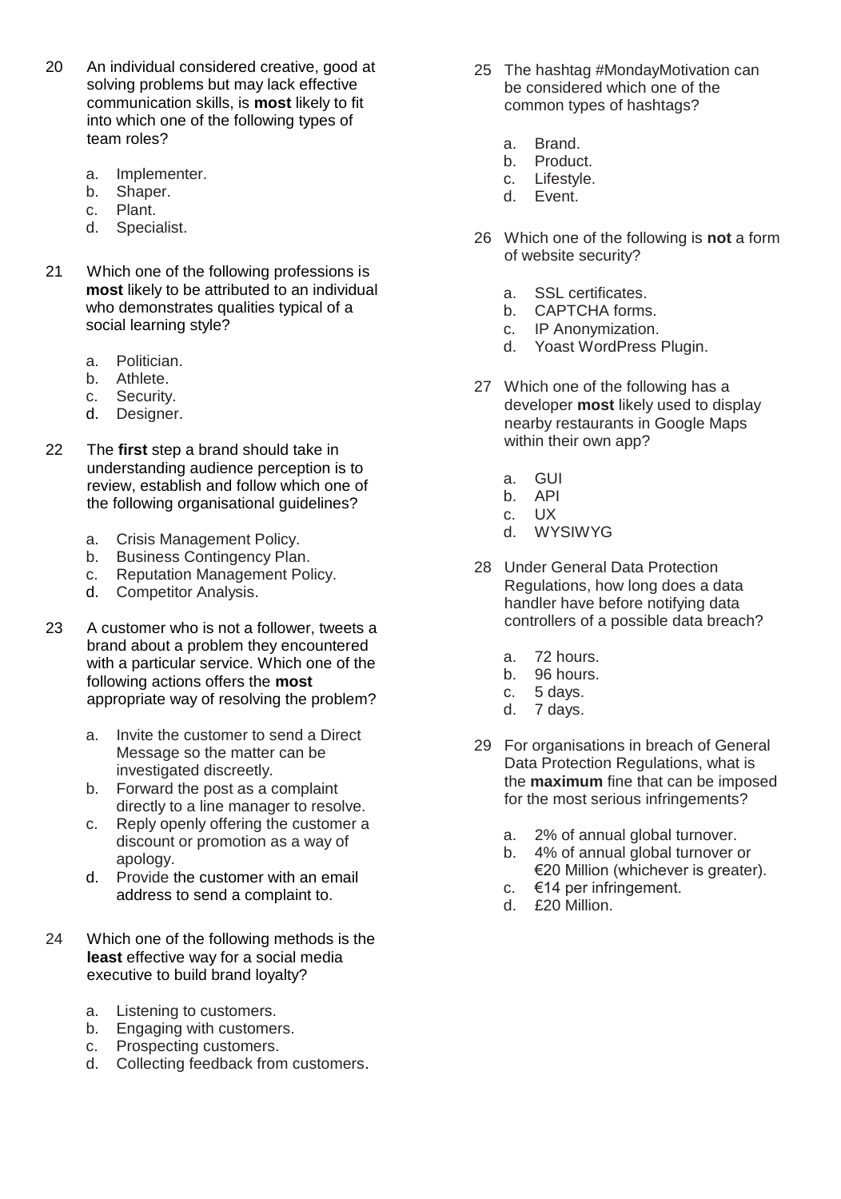20 An individual considered creative, good at solving problems but may lack effective communication skills, is **most** likely to fit into which one of the following types of team roles?

   a. Implementer.
   b. Shaper.
   c. Plant.
   d. Specialist.

21 Which one of the following professions is **most** likely to be attributed to an individual who demonstrates qualities typical of a social learning style?

   a. Politician.
   b. Athlete.
   c. Security.
   d. Designer.

22 The **first** step a brand should take in understanding audience perception is to review, establish and follow which one of the following organisational guidelines?

   a. Crisis Management Policy.
   b. Business Contingency Plan.
   c. Reputation Management Policy.
   d. Competitor Analysis.

23 A customer who is not a follower, tweets a brand about a problem they encountered with a particular service. Which one of the following actions offers the **most** appropriate way of resolving the problem?

   a. Invite the customer to send a Direct Message so the matter can be investigated discreetly.
   b. Forward the post as a complaint directly to a line manager to resolve.
   c. Reply openly offering the customer a discount or promotion as a way of apology.
   d. Provide the customer with an email address to send a complaint to.

24 Which one of the following methods is the **least** effective way for a social media executive to build brand loyalty?

   a. Listening to customers.
   b. Engaging with customers.
   c. Prospecting customers.
   d. Collecting feedback from customers.

25 The hashtag #MondayMotivation can be considered which one of the common types of hashtags?

   a. Brand.
   b. Product.
   c. Lifestyle.
   d. Event.

26 Which one of the following is **not** a form of website security?

   a. SSL certificates.
   b. CAPTCHA forms.
   c. IP Anonymization.
   d. Yoast WordPress Plugin.

27 Which one of the following has a developer **most** likely used to display nearby restaurants in Google Maps within their own app?

   a. GUI
   b. API
   c. UX
   d. WYSIWYG

28 Under General Data Protection Regulations, how long does a data handler have before notifying data controllers of a possible data breach?

   a. 72 hours.
   b. 96 hours.
   c. 5 days.
   d. 7 days.

29 For organisations in breach of General Data Protection Regulations, what is the **maximum** fine that can be imposed for the most serious infringements?

   a. 2% of annual global turnover.
   b. 4% of annual global turnover or €20 Million (whichever is greater).
   c. €14 per infringement.
   d. £20 Million.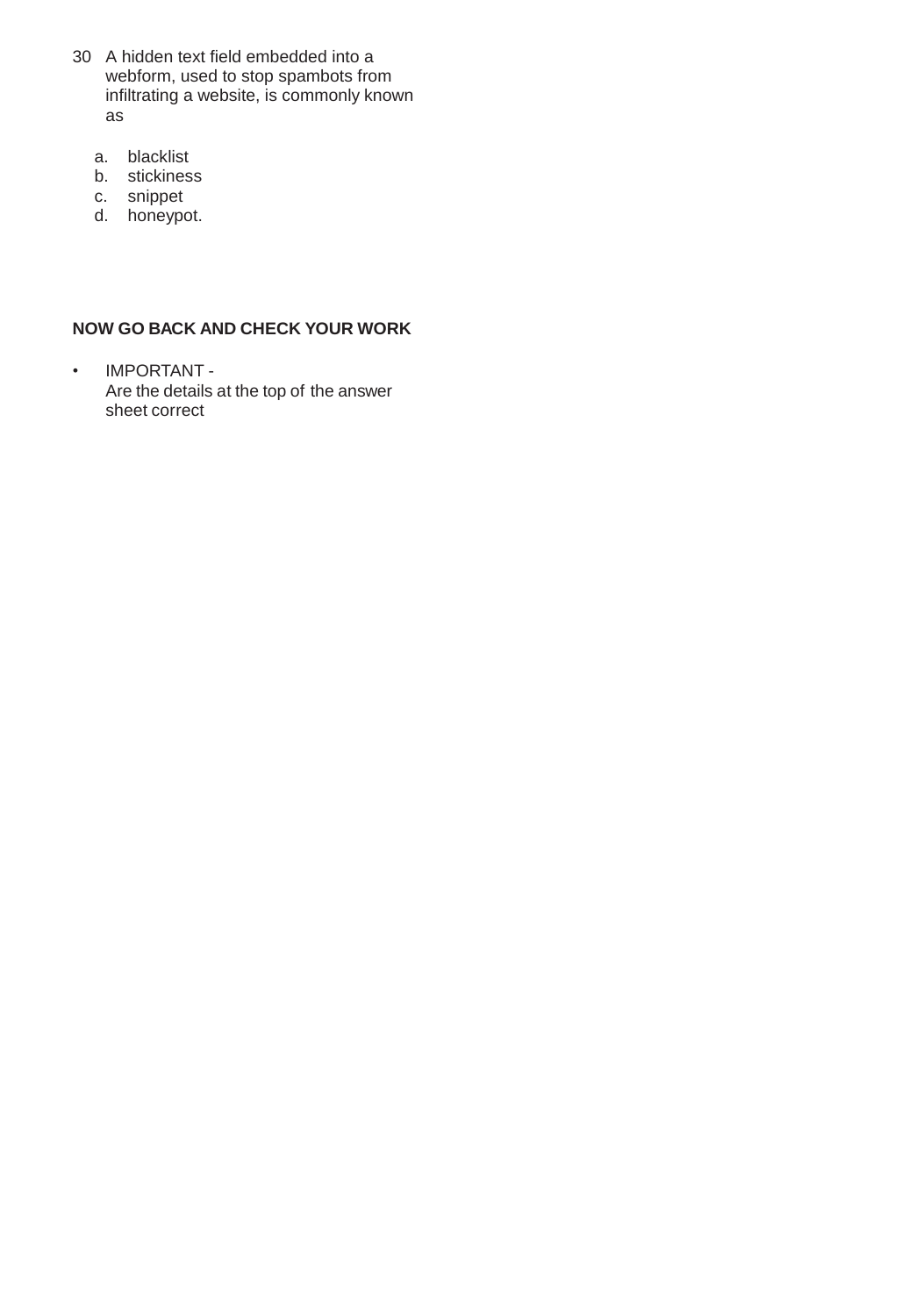30 A hidden text field embedded into a webform, used to stop spambots from infiltrating a website, is commonly known as

a. blacklist
b. stickiness
c. snippet
d. honeypot.

**NOW GO BACK AND CHECK YOUR WORK**

- IMPORTANT -
  Are the details at the top of the answer sheet correct